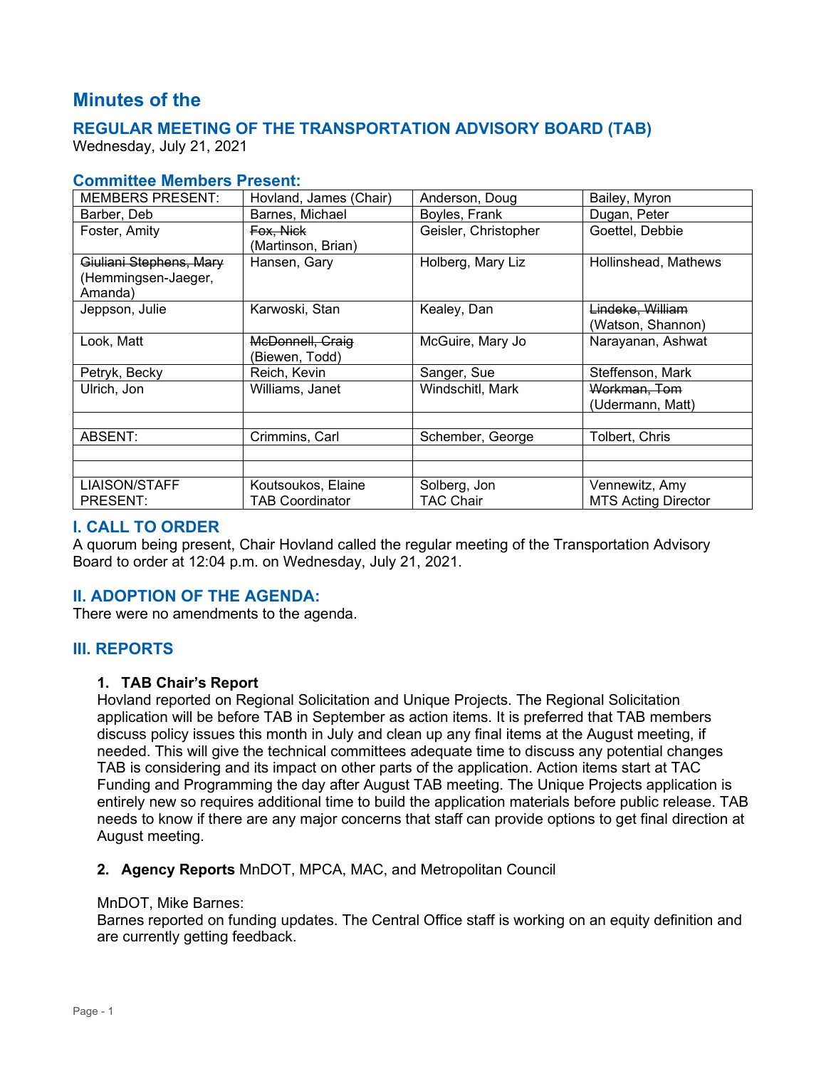# Minutes of the

## REGULAR MEETING OF THE TRANSPORTATION ADVISORY BOARD (TAB)

Wednesday, July 21, 2021

### Committee Members Present:

| MEMBERS PRESENT: | Hovland, James (Chair) | Anderson, Doug | Bailey, Myron |
|---|---|---|---|
| Barber, Deb | Barnes, Michael | Boyles, Frank | Dugan, Peter |
| Foster, Amity | ~~Fox, Nick~~ (Martinson, Brian) | Geisler, Christopher | Goettel, Debbie |
| ~~Giuliani Stephens, Mary~~ (Hemmingsen-Jaeger, Amanda) | Hansen, Gary | Holberg, Mary Liz | Hollinshead, Mathews |
| Jeppson, Julie | Karwoski, Stan | Kealey, Dan | ~~Lindeke, William~~ (Watson, Shannon) |
| Look, Matt | ~~McDonnell, Craig~~ (Biewen, Todd) | McGuire, Mary Jo | Narayanan, Ashwat |
| Petryk, Becky | Reich, Kevin | Sanger, Sue | Steffenson, Mark |
| Ulrich, Jon | Williams, Janet | Windschitl, Mark | ~~Workman, Tom~~ (Udermann, Matt) |
| | | | |
| ABSENT: | Crimmins, Carl | Schember, George | Tolbert, Chris |
| | | | |
| | | | |
| LIAISON/STAFF PRESENT: | Koutsoukos, Elaine TAB Coordinator | Solberg, Jon TAC Chair | Vennewitz, Amy MTS Acting Director |

## I. CALL TO ORDER

A quorum being present, Chair Hovland called the regular meeting of the Transportation Advisory Board to order at 12:04 p.m. on Wednesday, July 21, 2021.

## II. ADOPTION OF THE AGENDA:

There were no amendments to the agenda.

## III. REPORTS

**1. TAB Chair's Report**

Hovland reported on Regional Solicitation and Unique Projects. The Regional Solicitation application will be before TAB in September as action items. It is preferred that TAB members discuss policy issues this month in July and clean up any final items at the August meeting, if needed. This will give the technical committees adequate time to discuss any potential changes TAB is considering and its impact on other parts of the application. Action items start at TAC Funding and Programming the day after August TAB meeting. The Unique Projects application is entirely new so requires additional time to build the application materials before public release. TAB needs to know if there are any major concerns that staff can provide options to get final direction at August meeting.

**2. Agency Reports** MnDOT, MPCA, MAC, and Metropolitan Council

MnDOT, Mike Barnes:

Barnes reported on funding updates. The Central Office staff is working on an equity definition and are currently getting feedback.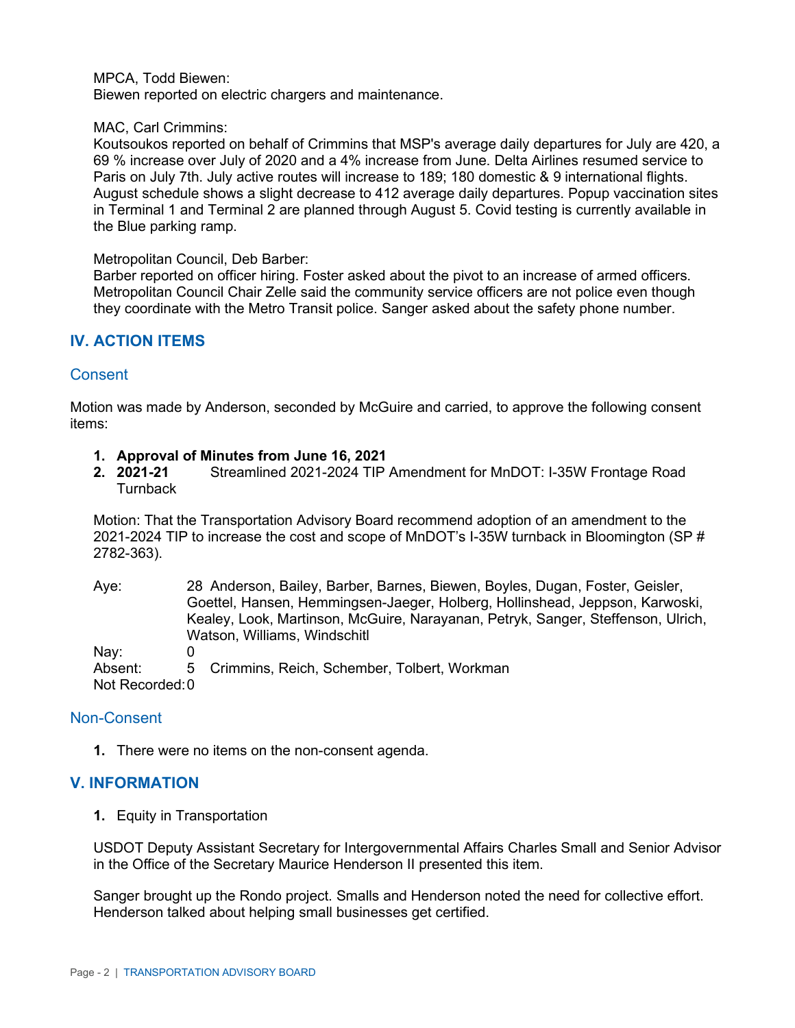MPCA, Todd Biewen:
Biewen reported on electric chargers and maintenance.

MAC, Carl Crimmins:
Koutsoukos reported on behalf of Crimmins that MSP's average daily departures for July are 420, a 69 % increase over July of 2020 and a 4% increase from June. Delta Airlines resumed service to Paris on July 7th. July active routes will increase to 189; 180 domestic & 9 international flights. August schedule shows a slight decrease to 412 average daily departures. Popup vaccination sites in Terminal 1 and Terminal 2 are planned through August 5. Covid testing is currently available in the Blue parking ramp.

Metropolitan Council, Deb Barber:
Barber reported on officer hiring. Foster asked about the pivot to an increase of armed officers. Metropolitan Council Chair Zelle said the community service officers are not police even though they coordinate with the Metro Transit police. Sanger asked about the safety phone number.

## IV. ACTION ITEMS

### Consent

Motion was made by Anderson, seconded by McGuire and carried, to approve the following consent items:

1. **Approval of Minutes from June 16, 2021**
2. **2021-21** Streamlined 2021-2024 TIP Amendment for MnDOT: I-35W Frontage Road Turnback

Motion: That the Transportation Advisory Board recommend adoption of an amendment to the 2021-2024 TIP to increase the cost and scope of MnDOT's I-35W turnback in Bloomington (SP # 2782-363).

Aye: 28 Anderson, Bailey, Barber, Barnes, Biewen, Boyles, Dugan, Foster, Geisler, Goettel, Hansen, Hemmingsen-Jaeger, Holberg, Hollinshead, Jeppson, Karwoski, Kealey, Look, Martinson, McGuire, Narayanan, Petryk, Sanger, Steffenson, Ulrich, Watson, Williams, Windschitl
Nay: 0
Absent: 5 Crimmins, Reich, Schember, Tolbert, Workman
Not Recorded: 0

### Non-Consent

1. There were no items on the non-consent agenda.

## V. INFORMATION

1. Equity in Transportation

USDOT Deputy Assistant Secretary for Intergovernmental Affairs Charles Small and Senior Advisor in the Office of the Secretary Maurice Henderson II presented this item.

Sanger brought up the Rondo project. Smalls and Henderson noted the need for collective effort. Henderson talked about helping small businesses get certified.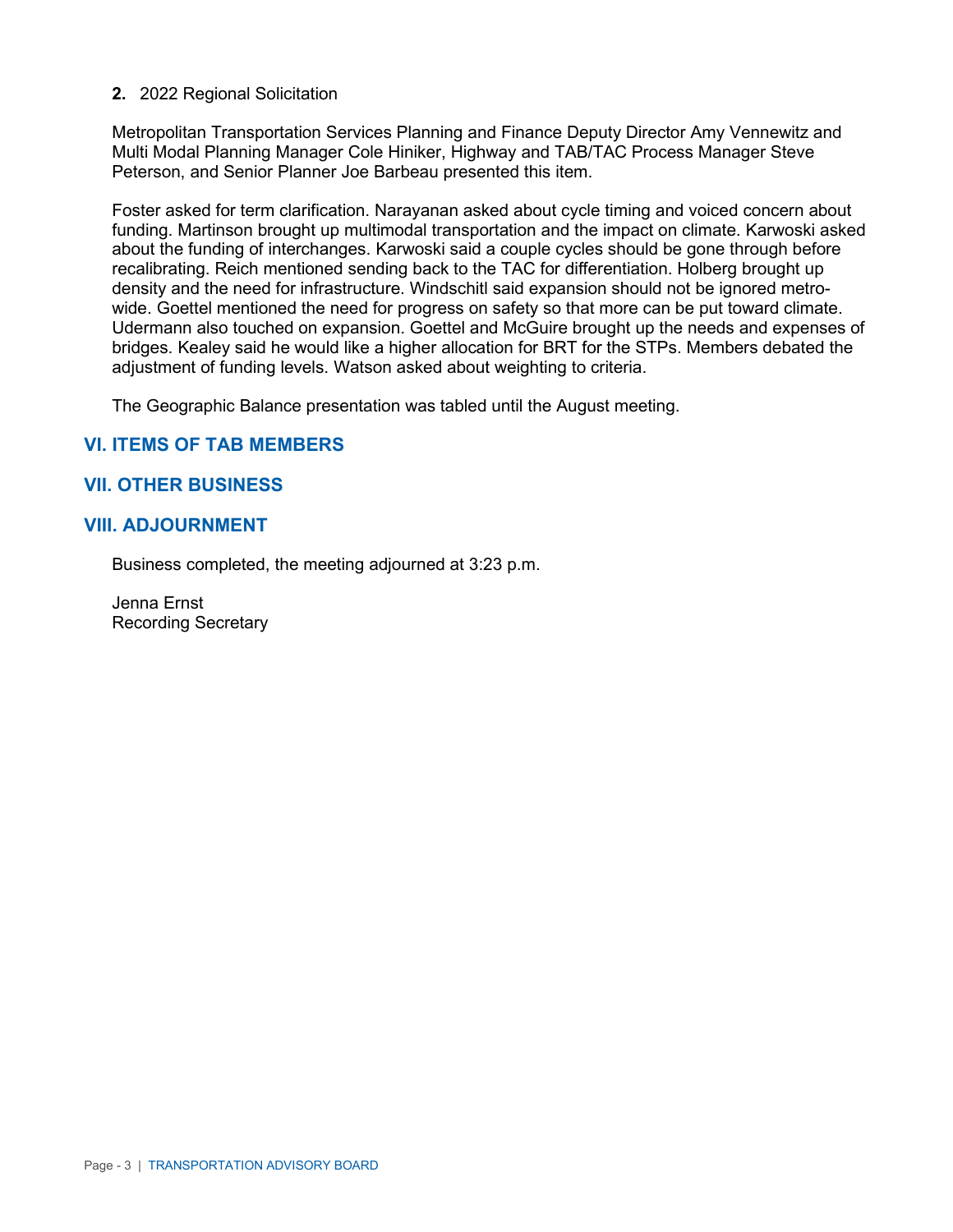**2.** 2022 Regional Solicitation

Metropolitan Transportation Services Planning and Finance Deputy Director Amy Vennewitz and Multi Modal Planning Manager Cole Hiniker, Highway and TAB/TAC Process Manager Steve Peterson, and Senior Planner Joe Barbeau presented this item.

Foster asked for term clarification. Narayanan asked about cycle timing and voiced concern about funding. Martinson brought up multimodal transportation and the impact on climate. Karwoski asked about the funding of interchanges. Karwoski said a couple cycles should be gone through before recalibrating. Reich mentioned sending back to the TAC for differentiation. Holberg brought up density and the need for infrastructure. Windschitl said expansion should not be ignored metro-wide. Goettel mentioned the need for progress on safety so that more can be put toward climate. Udermann also touched on expansion. Goettel and McGuire brought up the needs and expenses of bridges. Kealey said he would like a higher allocation for BRT for the STPs. Members debated the adjustment of funding levels. Watson asked about weighting to criteria.

The Geographic Balance presentation was tabled until the August meeting.

## VI. ITEMS OF TAB MEMBERS

## VII. OTHER BUSINESS

## VIII. ADJOURNMENT

Business completed, the meeting adjourned at 3:23 p.m.

Jenna Ernst
Recording Secretary